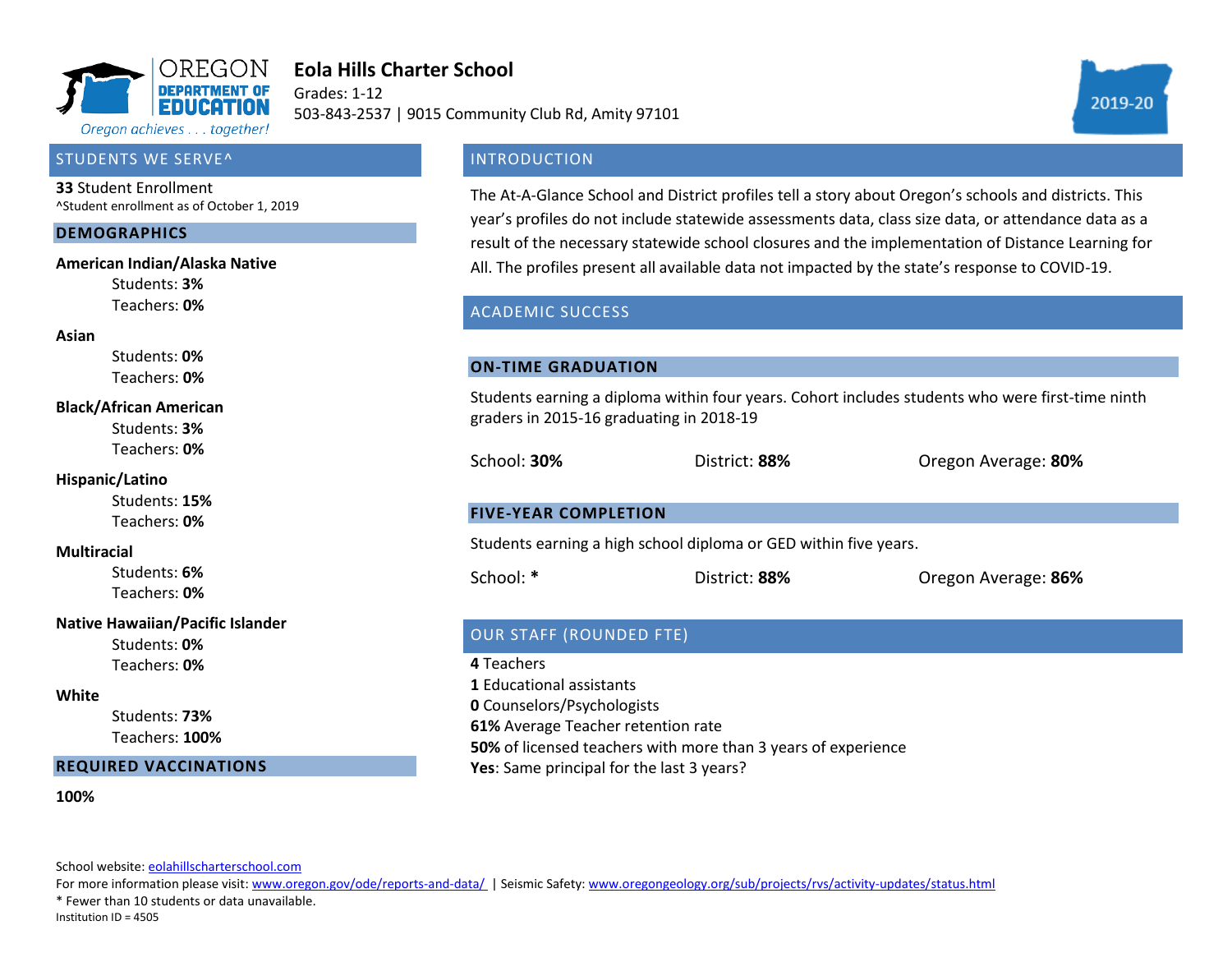OREGON DEPARTMENT OF EDUCATION
*Oregon achieves . . . together!*

# Eola Hills Charter School

Grades: 1-12
503-843-2537 | 9015 Community Club Rd, Amity 97101

2019-20

## STUDENTS WE SERVE^

**33** Student Enrollment
^Student enrollment as of October 1, 2019

### DEMOGRAPHICS

**American Indian/Alaska Native**
Students: **3%**
Teachers: **0%**

**Asian**
Students: **0%**
Teachers: **0%**

**Black/African American**
Students: **3%**
Teachers: **0%**

**Hispanic/Latino**
Students: **15%**
Teachers: **0%**

**Multiracial**
Students: **6%**
Teachers: **0%**

**Native Hawaiian/Pacific Islander**
Students: **0%**
Teachers: **0%**

**White**
Students: **73%**
Teachers: **100%**

### REQUIRED VACCINATIONS

**100%**

## INTRODUCTION

The At-A-Glance School and District profiles tell a story about Oregon's schools and districts. This year's profiles do not include statewide assessments data, class size data, or attendance data as a result of the necessary statewide school closures and the implementation of Distance Learning for All. The profiles present all available data not impacted by the state's response to COVID-19.

## ACADEMIC SUCCESS

### ON-TIME GRADUATION

Students earning a diploma within four years. Cohort includes students who were first-time ninth graders in 2015-16 graduating in 2018-19

School: **30%** District: **88%** Oregon Average: **80%**

### FIVE-YEAR COMPLETION

Students earning a high school diploma or GED within five years.

School: **\*** District: **88%** Oregon Average: **86%**

## OUR STAFF (ROUNDED FTE)

**4** Teachers
**1** Educational assistants
**0** Counselors/Psychologists
**61%** Average Teacher retention rate
**50%** of licensed teachers with more than 3 years of experience
**Yes**: Same principal for the last 3 years?

School website: eolahillscharterschool.com
For more information please visit: www.oregon.gov/ode/reports-and-data/ | Seismic Safety: www.oregongeology.org/sub/projects/rvs/activity-updates/status.html
* Fewer than 10 students or data unavailable.
Institution ID = 4505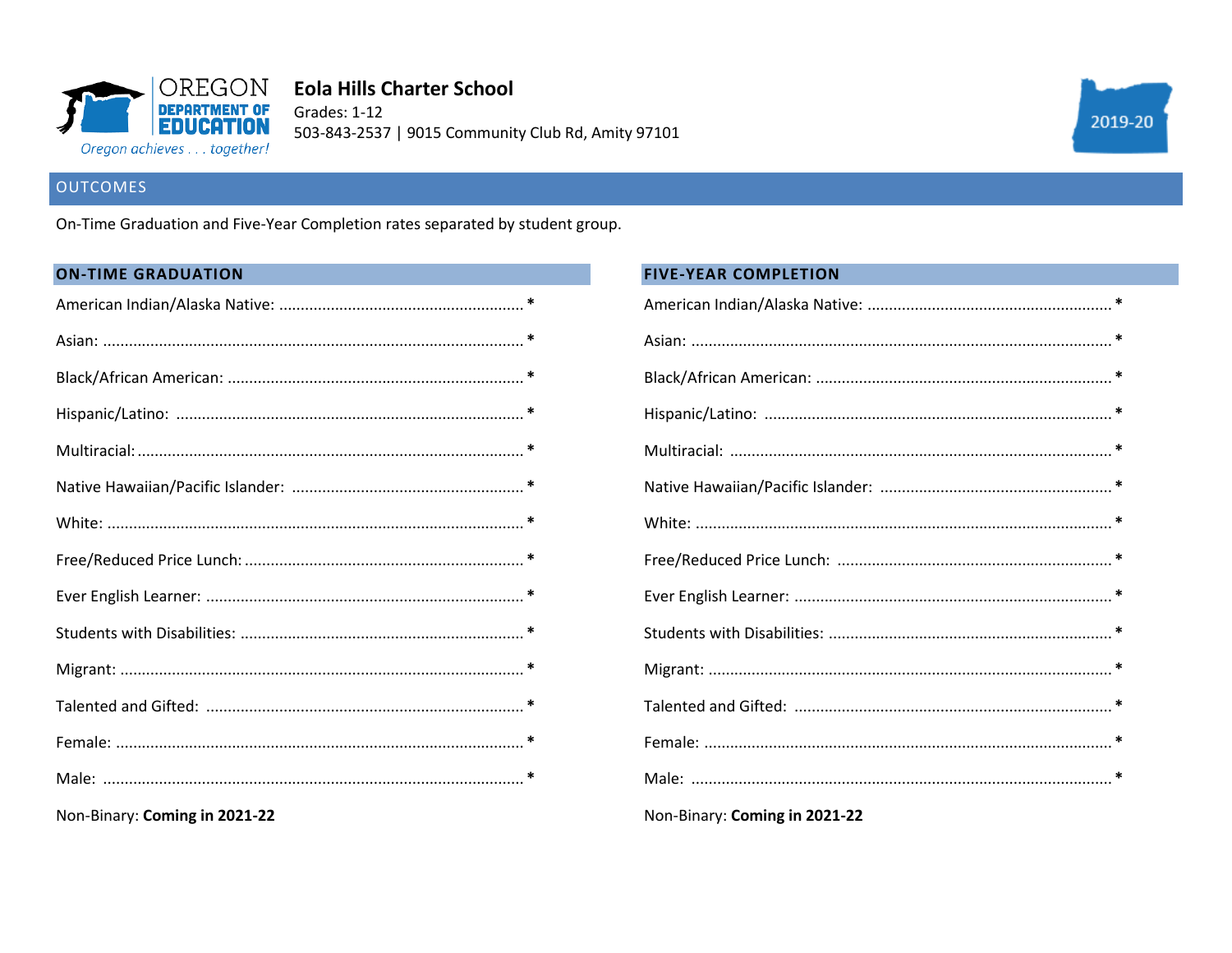**Eola Hills Charter School**
Grades: 1-12
503-843-2537 | 9015 Community Club Rd, Amity 97101

2019-20

## OUTCOMES

On-Time Graduation and Five-Year Completion rates separated by student group.

### ON-TIME GRADUATION

American Indian/Alaska Native: ........................................................ *

Asian: ................................................................................................ *

Black/African American: .................................................................... *

Hispanic/Latino: ................................................................................ *

Multiracial: ......................................................................................... *

Native Hawaiian/Pacific Islander: ..................................................... *

White: ................................................................................................ *

Free/Reduced Price Lunch: ................................................................. *

Ever English Learner: ......................................................................... *

Students with Disabilities: ................................................................. *

Migrant: ............................................................................................. *

Talented and Gifted: .......................................................................... *

Female: .............................................................................................. *

Male: ................................................................................................. *

Non-Binary: **Coming in 2021-22**

### FIVE-YEAR COMPLETION

American Indian/Alaska Native: ........................................................ *

Asian: ................................................................................................ *

Black/African American: .................................................................... *

Hispanic/Latino: ................................................................................ *

Multiracial: ......................................................................................... *

Native Hawaiian/Pacific Islander: ..................................................... *

White: ................................................................................................ *

Free/Reduced Price Lunch: ................................................................. *

Ever English Learner: ......................................................................... *

Students with Disabilities: ................................................................. *

Migrant: ............................................................................................. *

Talented and Gifted: .......................................................................... *

Female: .............................................................................................. *

Male: ................................................................................................. *

Non-Binary: **Coming in 2021-22**